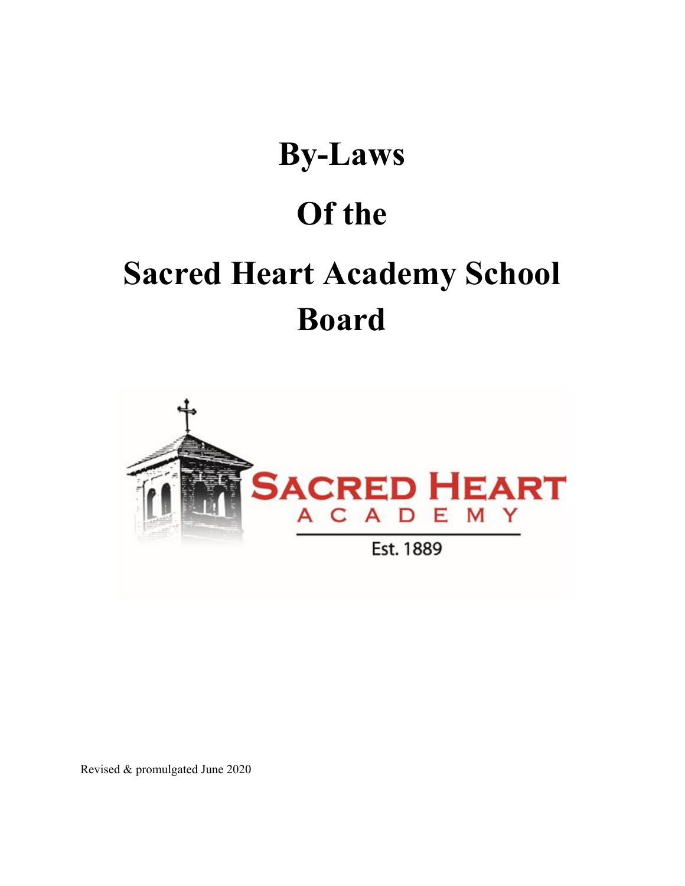# By-Laws

# Of the

# Sacred Heart Academy School Board

Revised & promulgated June 2020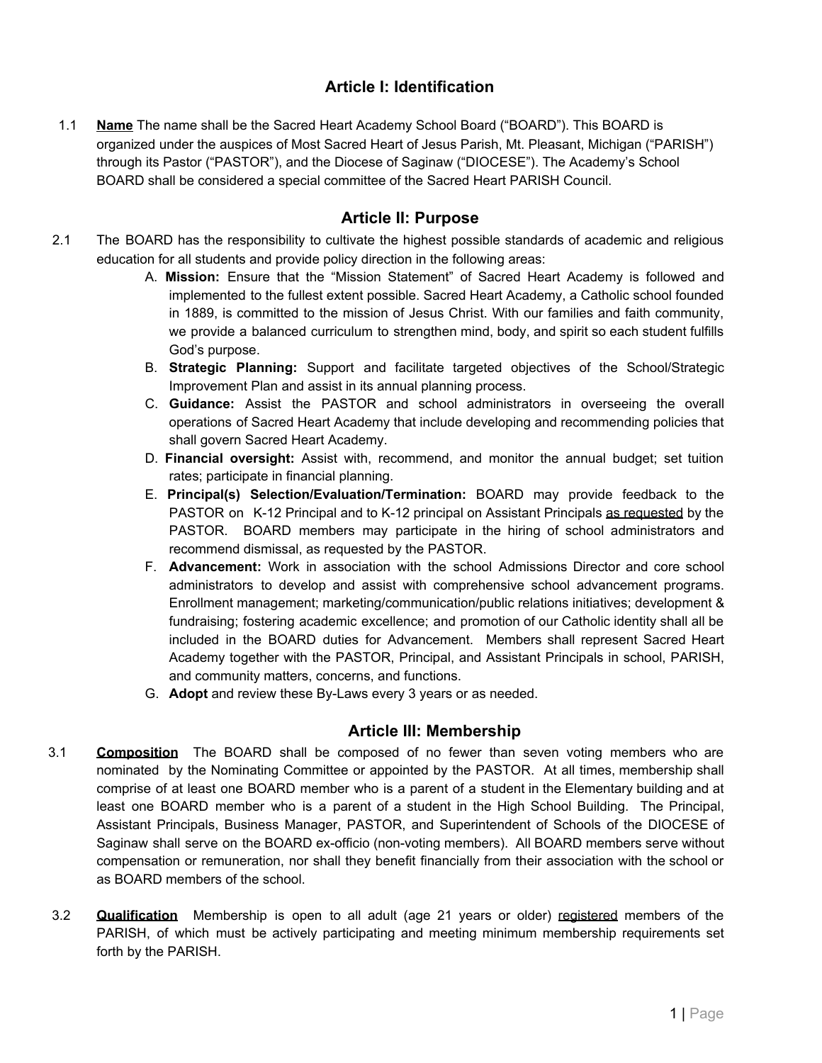## Article I: Identification

1.1 **Name** The name shall be the Sacred Heart Academy School Board ("BOARD"). This BOARD is organized under the auspices of Most Sacred Heart of Jesus Parish, Mt. Pleasant, Michigan ("PARISH") through its Pastor ("PASTOR"), and the Diocese of Saginaw ("DIOCESE"). The Academy's School BOARD shall be considered a special committee of the Sacred Heart PARISH Council.

## Article II: Purpose

2.1 The BOARD has the responsibility to cultivate the highest possible standards of academic and religious education for all students and provide policy direction in the following areas:

A. **Mission:** Ensure that the "Mission Statement" of Sacred Heart Academy is followed and implemented to the fullest extent possible. Sacred Heart Academy, a Catholic school founded in 1889, is committed to the mission of Jesus Christ. With our families and faith community, we provide a balanced curriculum to strengthen mind, body, and spirit so each student fulfills God's purpose.

B. **Strategic Planning:** Support and facilitate targeted objectives of the School/Strategic Improvement Plan and assist in its annual planning process.

C. **Guidance:** Assist the PASTOR and school administrators in overseeing the overall operations of Sacred Heart Academy that include developing and recommending policies that shall govern Sacred Heart Academy.

D. **Financial oversight:** Assist with, recommend, and monitor the annual budget; set tuition rates; participate in financial planning.

E. **Principal(s) Selection/Evaluation/Termination:** BOARD may provide feedback to the PASTOR on K-12 Principal and to K-12 principal on Assistant Principals as requested by the PASTOR. BOARD members may participate in the hiring of school administrators and recommend dismissal, as requested by the PASTOR.

F. **Advancement:** Work in association with the school Admissions Director and core school administrators to develop and assist with comprehensive school advancement programs. Enrollment management; marketing/communication/public relations initiatives; development & fundraising; fostering academic excellence; and promotion of our Catholic identity shall all be included in the BOARD duties for Advancement. Members shall represent Sacred Heart Academy together with the PASTOR, Principal, and Assistant Principals in school, PARISH, and community matters, concerns, and functions.

G. **Adopt** and review these By-Laws every 3 years or as needed.

## Article III: Membership

3.1 **Composition** The BOARD shall be composed of no fewer than seven voting members who are nominated by the Nominating Committee or appointed by the PASTOR. At all times, membership shall comprise of at least one BOARD member who is a parent of a student in the Elementary building and at least one BOARD member who is a parent of a student in the High School Building. The Principal, Assistant Principals, Business Manager, PASTOR, and Superintendent of Schools of the DIOCESE of Saginaw shall serve on the BOARD ex-officio (non-voting members). All BOARD members serve without compensation or remuneration, nor shall they benefit financially from their association with the school or as BOARD members of the school.

3.2 **Qualification** Membership is open to all adult (age 21 years or older) registered members of the PARISH, of which must be actively participating and meeting minimum membership requirements set forth by the PARISH.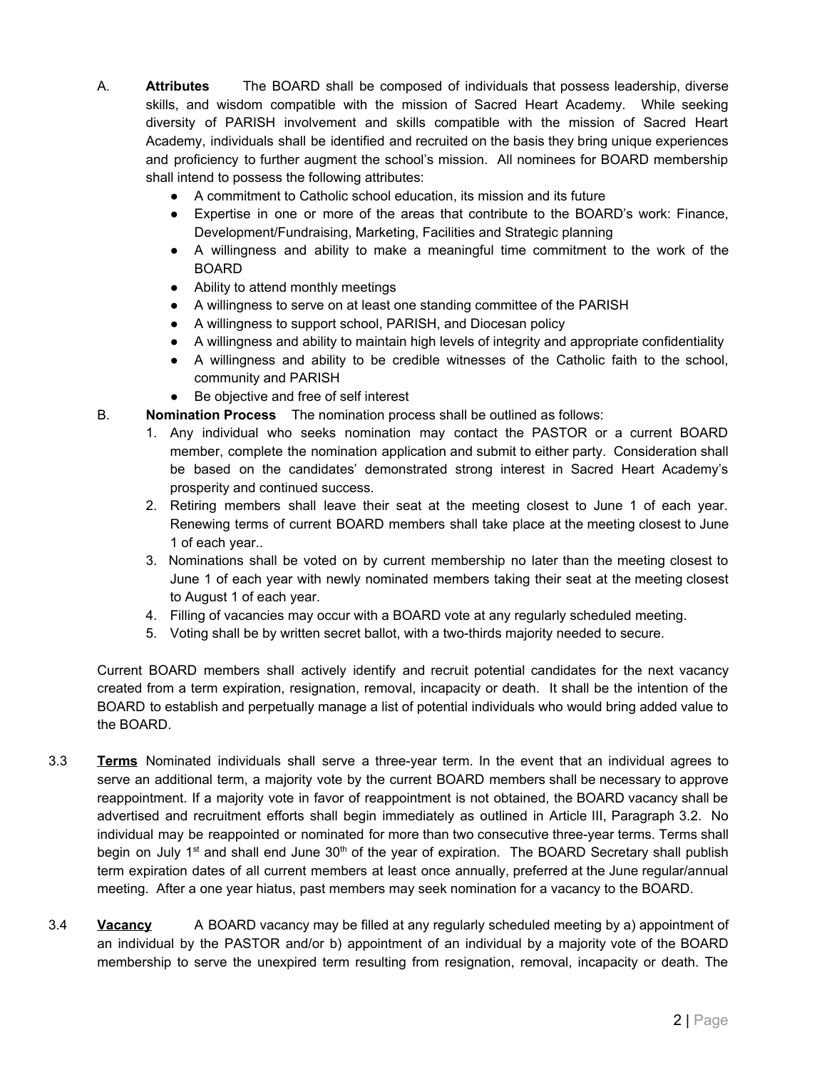A. **Attributes** The BOARD shall be composed of individuals that possess leadership, diverse skills, and wisdom compatible with the mission of Sacred Heart Academy. While seeking diversity of PARISH involvement and skills compatible with the mission of Sacred Heart Academy, individuals shall be identified and recruited on the basis they bring unique experiences and proficiency to further augment the school's mission. All nominees for BOARD membership shall intend to possess the following attributes:

- A commitment to Catholic school education, its mission and its future
- Expertise in one or more of the areas that contribute to the BOARD's work: Finance, Development/Fundraising, Marketing, Facilities and Strategic planning
- A willingness and ability to make a meaningful time commitment to the work of the BOARD
- Ability to attend monthly meetings
- A willingness to serve on at least one standing committee of the PARISH
- A willingness to support school, PARISH, and Diocesan policy
- A willingness and ability to maintain high levels of integrity and appropriate confidentiality
- A willingness and ability to be credible witnesses of the Catholic faith to the school, community and PARISH
- Be objective and free of self interest

B. **Nomination Process** The nomination process shall be outlined as follows:

1. Any individual who seeks nomination may contact the PASTOR or a current BOARD member, complete the nomination application and submit to either party. Consideration shall be based on the candidates' demonstrated strong interest in Sacred Heart Academy's prosperity and continued success.
2. Retiring members shall leave their seat at the meeting closest to June 1 of each year. Renewing terms of current BOARD members shall take place at the meeting closest to June 1 of each year..
3. Nominations shall be voted on by current membership no later than the meeting closest to June 1 of each year with newly nominated members taking their seat at the meeting closest to August 1 of each year.
4. Filling of vacancies may occur with a BOARD vote at any regularly scheduled meeting.
5. Voting shall be by written secret ballot, with a two-thirds majority needed to secure.

Current BOARD members shall actively identify and recruit potential candidates for the next vacancy created from a term expiration, resignation, removal, incapacity or death. It shall be the intention of the BOARD to establish and perpetually manage a list of potential individuals who would bring added value to the BOARD.

3.3 **Terms** Nominated individuals shall serve a three-year term. In the event that an individual agrees to serve an additional term, a majority vote by the current BOARD members shall be necessary to approve reappointment. If a majority vote in favor of reappointment is not obtained, the BOARD vacancy shall be advertised and recruitment efforts shall begin immediately as outlined in Article III, Paragraph 3.2. No individual may be reappointed or nominated for more than two consecutive three-year terms. Terms shall begin on July 1st and shall end June 30th of the year of expiration. The BOARD Secretary shall publish term expiration dates of all current members at least once annually, preferred at the June regular/annual meeting. After a one year hiatus, past members may seek nomination for a vacancy to the BOARD.

3.4 **Vacancy** A BOARD vacancy may be filled at any regularly scheduled meeting by a) appointment of an individual by the PASTOR and/or b) appointment of an individual by a majority vote of the BOARD membership to serve the unexpired term resulting from resignation, removal, incapacity or death. The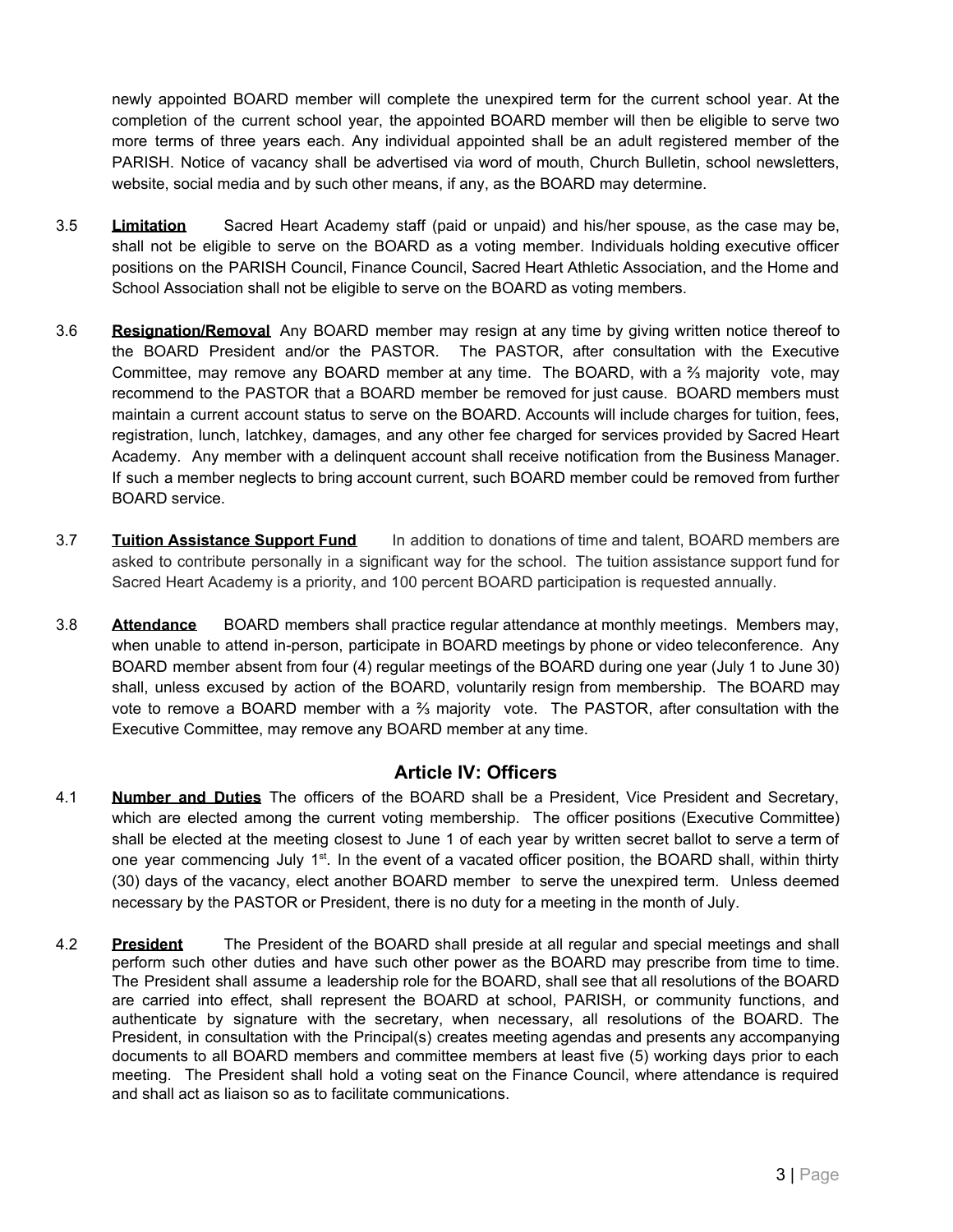newly appointed BOARD member will complete the unexpired term for the current school year. At the completion of the current school year, the appointed BOARD member will then be eligible to serve two more terms of three years each. Any individual appointed shall be an adult registered member of the PARISH. Notice of vacancy shall be advertised via word of mouth, Church Bulletin, school newsletters, website, social media and by such other means, if any, as the BOARD may determine.

3.5 **Limitation** Sacred Heart Academy staff (paid or unpaid) and his/her spouse, as the case may be, shall not be eligible to serve on the BOARD as a voting member. Individuals holding executive officer positions on the PARISH Council, Finance Council, Sacred Heart Athletic Association, and the Home and School Association shall not be eligible to serve on the BOARD as voting members.

3.6 **Resignation/Removal** Any BOARD member may resign at any time by giving written notice thereof to the BOARD President and/or the PASTOR. The PASTOR, after consultation with the Executive Committee, may remove any BOARD member at any time. The BOARD, with a ⅔ majority vote, may recommend to the PASTOR that a BOARD member be removed for just cause. BOARD members must maintain a current account status to serve on the BOARD. Accounts will include charges for tuition, fees, registration, lunch, latchkey, damages, and any other fee charged for services provided by Sacred Heart Academy. Any member with a delinquent account shall receive notification from the Business Manager. If such a member neglects to bring account current, such BOARD member could be removed from further BOARD service.

3.7 **Tuition Assistance Support Fund** In addition to donations of time and talent, BOARD members are asked to contribute personally in a significant way for the school. The tuition assistance support fund for Sacred Heart Academy is a priority, and 100 percent BOARD participation is requested annually.

3.8 **Attendance** BOARD members shall practice regular attendance at monthly meetings. Members may, when unable to attend in-person, participate in BOARD meetings by phone or video teleconference. Any BOARD member absent from four (4) regular meetings of the BOARD during one year (July 1 to June 30) shall, unless excused by action of the BOARD, voluntarily resign from membership. The BOARD may vote to remove a BOARD member with a ⅔ majority vote. The PASTOR, after consultation with the Executive Committee, may remove any BOARD member at any time.

## Article IV: Officers

4.1 **Number and Duties** The officers of the BOARD shall be a President, Vice President and Secretary, which are elected among the current voting membership. The officer positions (Executive Committee) shall be elected at the meeting closest to June 1 of each year by written secret ballot to serve a term of one year commencing July 1st. In the event of a vacated officer position, the BOARD shall, within thirty (30) days of the vacancy, elect another BOARD member to serve the unexpired term. Unless deemed necessary by the PASTOR or President, there is no duty for a meeting in the month of July.

4.2 **President** The President of the BOARD shall preside at all regular and special meetings and shall perform such other duties and have such other power as the BOARD may prescribe from time to time. The President shall assume a leadership role for the BOARD, shall see that all resolutions of the BOARD are carried into effect, shall represent the BOARD at school, PARISH, or community functions, and authenticate by signature with the secretary, when necessary, all resolutions of the BOARD. The President, in consultation with the Principal(s) creates meeting agendas and presents any accompanying documents to all BOARD members and committee members at least five (5) working days prior to each meeting. The President shall hold a voting seat on the Finance Council, where attendance is required and shall act as liaison so as to facilitate communications.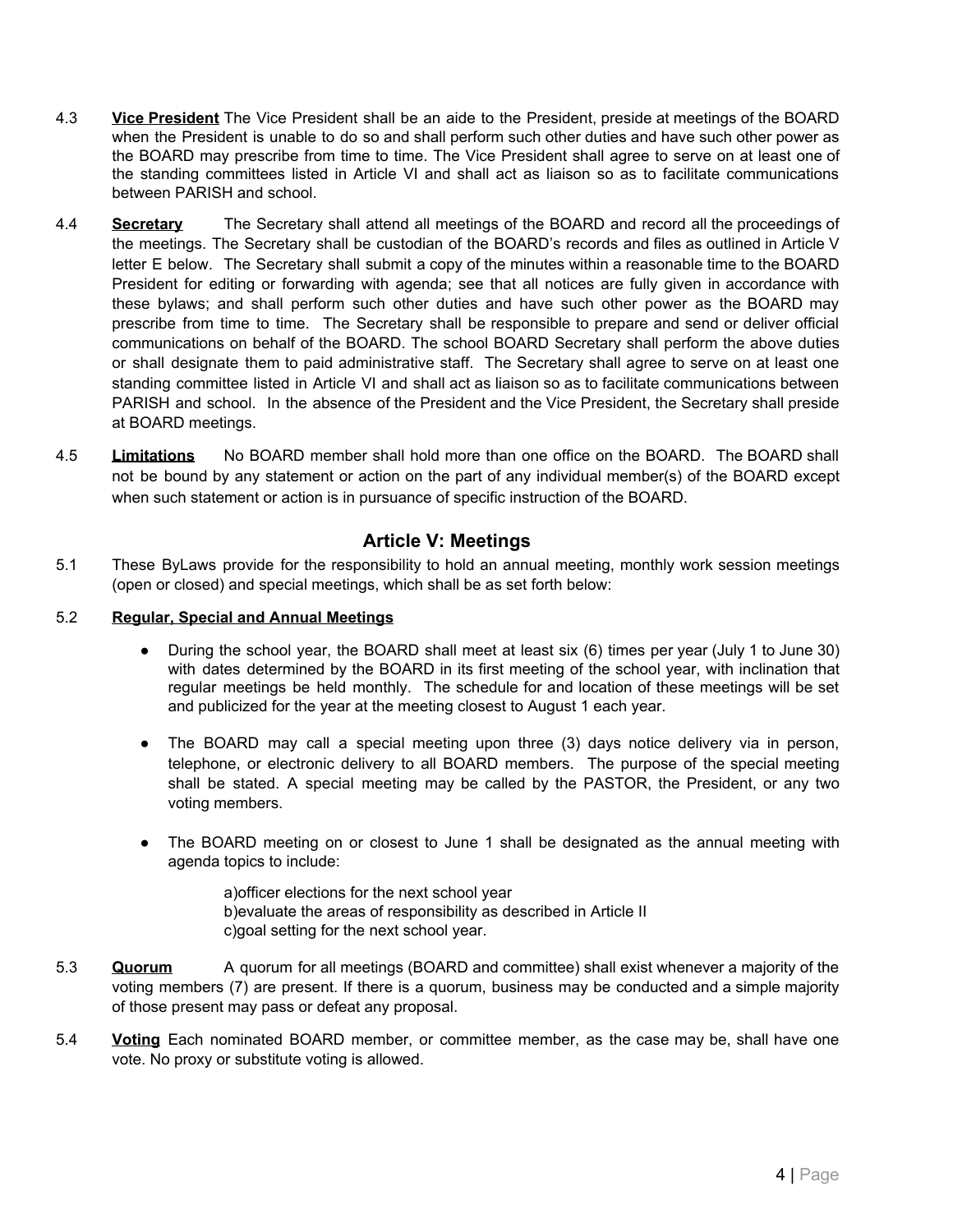4.3 **Vice President** The Vice President shall be an aide to the President, preside at meetings of the BOARD when the President is unable to do so and shall perform such other duties and have such other power as the BOARD may prescribe from time to time. The Vice President shall agree to serve on at least one of the standing committees listed in Article VI and shall act as liaison so as to facilitate communications between PARISH and school.

4.4 **Secretary** The Secretary shall attend all meetings of the BOARD and record all the proceedings of the meetings. The Secretary shall be custodian of the BOARD's records and files as outlined in Article V letter E below. The Secretary shall submit a copy of the minutes within a reasonable time to the BOARD President for editing or forwarding with agenda; see that all notices are fully given in accordance with these bylaws; and shall perform such other duties and have such other power as the BOARD may prescribe from time to time. The Secretary shall be responsible to prepare and send or deliver official communications on behalf of the BOARD. The school BOARD Secretary shall perform the above duties or shall designate them to paid administrative staff. The Secretary shall agree to serve on at least one standing committee listed in Article VI and shall act as liaison so as to facilitate communications between PARISH and school. In the absence of the President and the Vice President, the Secretary shall preside at BOARD meetings.

4.5 **Limitations** No BOARD member shall hold more than one office on the BOARD. The BOARD shall not be bound by any statement or action on the part of any individual member(s) of the BOARD except when such statement or action is in pursuance of specific instruction of the BOARD.

## Article V: Meetings

5.1 These ByLaws provide for the responsibility to hold an annual meeting, monthly work session meetings (open or closed) and special meetings, which shall be as set forth below:

5.2 **Regular, Special and Annual Meetings**

- During the school year, the BOARD shall meet at least six (6) times per year (July 1 to June 30) with dates determined by the BOARD in its first meeting of the school year, with inclination that regular meetings be held monthly. The schedule for and location of these meetings will be set and publicized for the year at the meeting closest to August 1 each year.
- The BOARD may call a special meeting upon three (3) days notice delivery via in person, telephone, or electronic delivery to all BOARD members. The purpose of the special meeting shall be stated. A special meeting may be called by the PASTOR, the President, or any two voting members.
- The BOARD meeting on or closest to June 1 shall be designated as the annual meeting with agenda topics to include:

  a)officer elections for the next school year
  b)evaluate the areas of responsibility as described in Article II
  c)goal setting for the next school year.

5.3 **Quorum** A quorum for all meetings (BOARD and committee) shall exist whenever a majority of the voting members (7) are present. If there is a quorum, business may be conducted and a simple majority of those present may pass or defeat any proposal.

5.4 **Voting** Each nominated BOARD member, or committee member, as the case may be, shall have one vote. No proxy or substitute voting is allowed.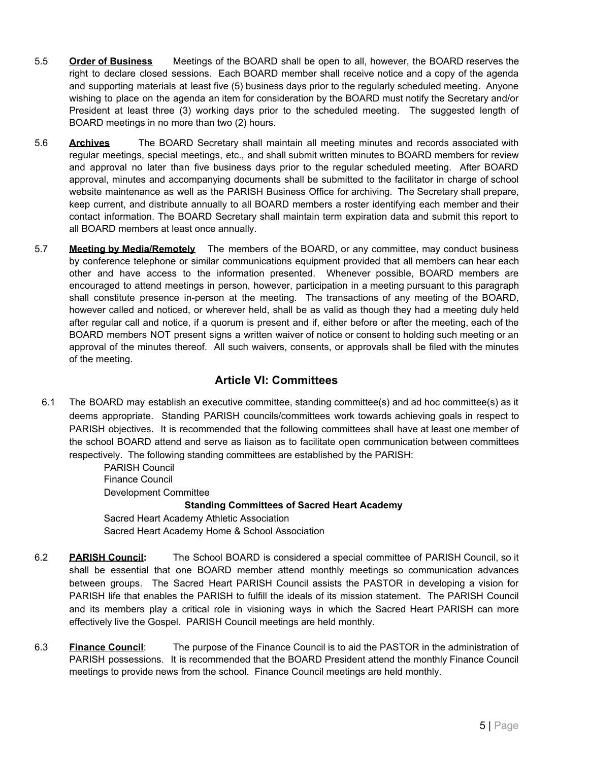5.5 **Order of Business** Meetings of the BOARD shall be open to all, however, the BOARD reserves the right to declare closed sessions. Each BOARD member shall receive notice and a copy of the agenda and supporting materials at least five (5) business days prior to the regularly scheduled meeting. Anyone wishing to place on the agenda an item for consideration by the BOARD must notify the Secretary and/or President at least three (3) working days prior to the scheduled meeting. The suggested length of BOARD meetings in no more than two (2) hours.

5.6 **Archives** The BOARD Secretary shall maintain all meeting minutes and records associated with regular meetings, special meetings, etc., and shall submit written minutes to BOARD members for review and approval no later than five business days prior to the regular scheduled meeting. After BOARD approval, minutes and accompanying documents shall be submitted to the facilitator in charge of school website maintenance as well as the PARISH Business Office for archiving. The Secretary shall prepare, keep current, and distribute annually to all BOARD members a roster identifying each member and their contact information. The BOARD Secretary shall maintain term expiration data and submit this report to all BOARD members at least once annually.

5.7 **Meeting by Media/Remotely** The members of the BOARD, or any committee, may conduct business by conference telephone or similar communications equipment provided that all members can hear each other and have access to the information presented. Whenever possible, BOARD members are encouraged to attend meetings in person, however, participation in a meeting pursuant to this paragraph shall constitute presence in-person at the meeting. The transactions of any meeting of the BOARD, however called and noticed, or wherever held, shall be as valid as though they had a meeting duly held after regular call and notice, if a quorum is present and if, either before or after the meeting, each of the BOARD members NOT present signs a written waiver of notice or consent to holding such meeting or an approval of the minutes thereof. All such waivers, consents, or approvals shall be filed with the minutes of the meeting.

## Article VI: Committees

6.1 The BOARD may establish an executive committee, standing committee(s) and ad hoc committee(s) as it deems appropriate. Standing PARISH councils/committees work towards achieving goals in respect to PARISH objectives. It is recommended that the following committees shall have at least one member of the school BOARD attend and serve as liaison as to facilitate open communication between committees respectively. The following standing committees are established by the PARISH:

PARISH Council
Finance Council
Development Committee

**Standing Committees of Sacred Heart Academy**

Sacred Heart Academy Athletic Association
Sacred Heart Academy Home & School Association

6.2 **PARISH Council:** The School BOARD is considered a special committee of PARISH Council, so it shall be essential that one BOARD member attend monthly meetings so communication advances between groups. The Sacred Heart PARISH Council assists the PASTOR in developing a vision for PARISH life that enables the PARISH to fulfill the ideals of its mission statement. The PARISH Council and its members play a critical role in visioning ways in which the Sacred Heart PARISH can more effectively live the Gospel. PARISH Council meetings are held monthly.

6.3 **Finance Council**: The purpose of the Finance Council is to aid the PASTOR in the administration of PARISH possessions. It is recommended that the BOARD President attend the monthly Finance Council meetings to provide news from the school. Finance Council meetings are held monthly.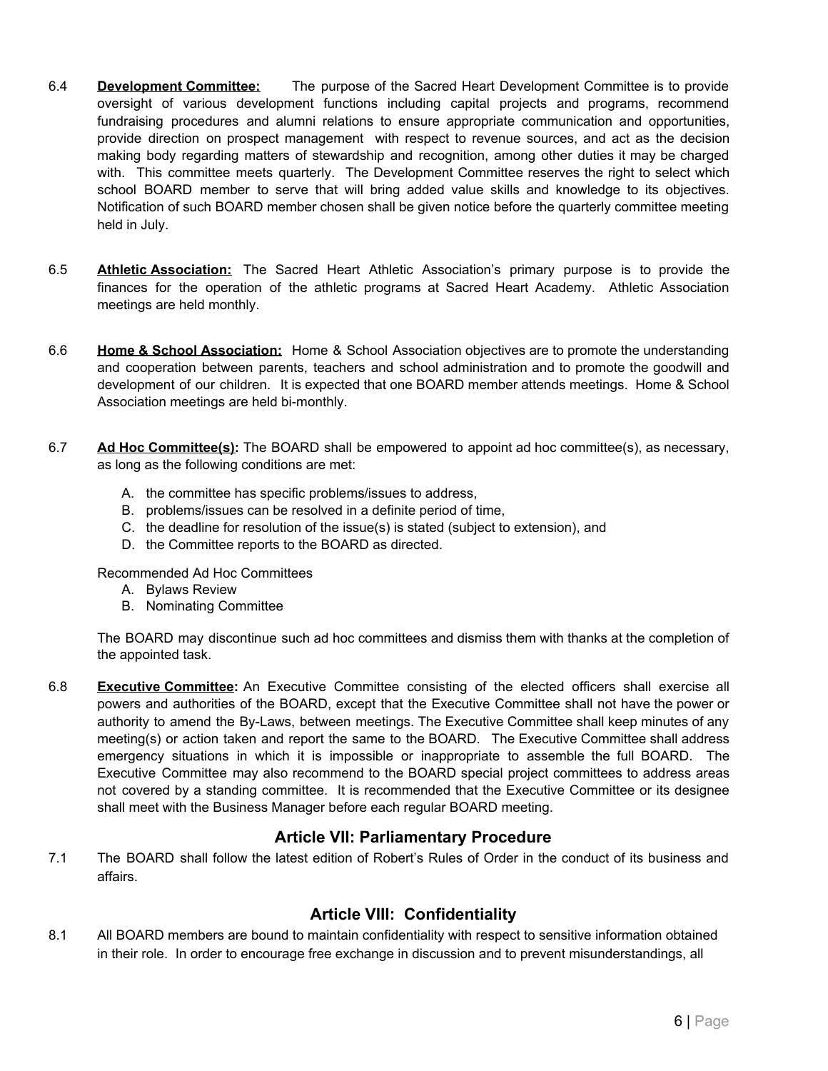6.4 **Development Committee:** The purpose of the Sacred Heart Development Committee is to provide oversight of various development functions including capital projects and programs, recommend fundraising procedures and alumni relations to ensure appropriate communication and opportunities, provide direction on prospect management with respect to revenue sources, and act as the decision making body regarding matters of stewardship and recognition, among other duties it may be charged with. This committee meets quarterly. The Development Committee reserves the right to select which school BOARD member to serve that will bring added value skills and knowledge to its objectives. Notification of such BOARD member chosen shall be given notice before the quarterly committee meeting held in July.

6.5 **Athletic Association:** The Sacred Heart Athletic Association's primary purpose is to provide the finances for the operation of the athletic programs at Sacred Heart Academy. Athletic Association meetings are held monthly.

6.6 **Home & School Association:** Home & School Association objectives are to promote the understanding and cooperation between parents, teachers and school administration and to promote the goodwill and development of our children. It is expected that one BOARD member attends meetings. Home & School Association meetings are held bi-monthly.

6.7 **Ad Hoc Committee(s):** The BOARD shall be empowered to appoint ad hoc committee(s), as necessary, as long as the following conditions are met:

A. the committee has specific problems/issues to address,
B. problems/issues can be resolved in a definite period of time,
C. the deadline for resolution of the issue(s) is stated (subject to extension), and
D. the Committee reports to the BOARD as directed.

Recommended Ad Hoc Committees

A. Bylaws Review
B. Nominating Committee

The BOARD may discontinue such ad hoc committees and dismiss them with thanks at the completion of the appointed task.

6.8 **Executive Committee:** An Executive Committee consisting of the elected officers shall exercise all powers and authorities of the BOARD, except that the Executive Committee shall not have the power or authority to amend the By-Laws, between meetings. The Executive Committee shall keep minutes of any meeting(s) or action taken and report the same to the BOARD. The Executive Committee shall address emergency situations in which it is impossible or inappropriate to assemble the full BOARD. The Executive Committee may also recommend to the BOARD special project committees to address areas not covered by a standing committee. It is recommended that the Executive Committee or its designee shall meet with the Business Manager before each regular BOARD meeting.

## Article VII: Parliamentary Procedure

7.1 The BOARD shall follow the latest edition of Robert's Rules of Order in the conduct of its business and affairs.

## Article VIII: Confidentiality

8.1 All BOARD members are bound to maintain confidentiality with respect to sensitive information obtained in their role. In order to encourage free exchange in discussion and to prevent misunderstandings, all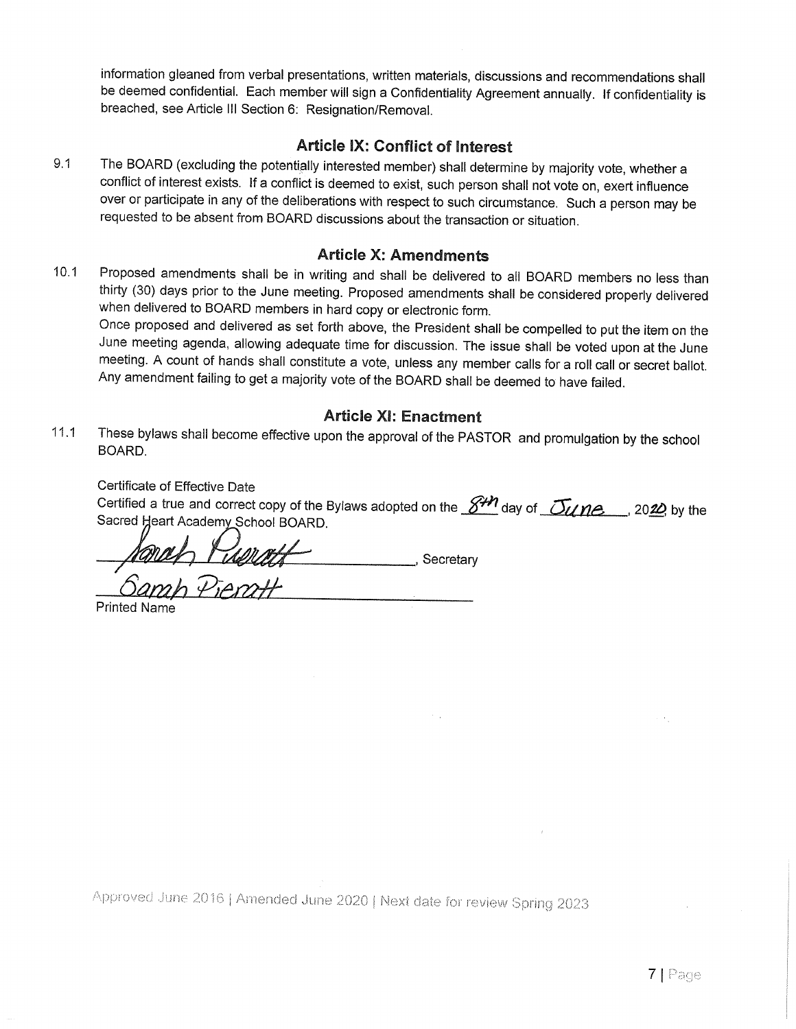information gleaned from verbal presentations, written materials, discussions and recommendations shall be deemed confidential. Each member will sign a Confidentiality Agreement annually. If confidentiality is breached, see Article III Section 6: Resignation/Removal.

## Article IX: Conflict of Interest

9.1 The BOARD (excluding the potentially interested member) shall determine by majority vote, whether a conflict of interest exists. If a conflict is deemed to exist, such person shall not vote on, exert influence over or participate in any of the deliberations with respect to such circumstance. Such a person may be requested to be absent from BOARD discussions about the transaction or situation.

## Article X: Amendments

10.1 Proposed amendments shall be in writing and shall be delivered to all BOARD members no less than thirty (30) days prior to the June meeting. Proposed amendments shall be considered properly delivered when delivered to BOARD members in hard copy or electronic form.
Once proposed and delivered as set forth above, the President shall be compelled to put the item on the June meeting agenda, allowing adequate time for discussion. The issue shall be voted upon at the June meeting. A count of hands shall constitute a vote, unless any member calls for a roll call or secret ballot. Any amendment failing to get a majority vote of the BOARD shall be deemed to have failed.

## Article XI: Enactment

11.1 These bylaws shall become effective upon the approval of the PASTOR and promulgation by the school BOARD.

Certificate of Effective Date
Certified a true and correct copy of the Bylaws adopted on the 8th day of June, 2020 by the Sacred Heart Academy School BOARD.

Sarah Pieratt, Secretary

Sarah Pieratt
Printed Name

Approved June 2016 | Amended June 2020 | Next date for review Spring 2023